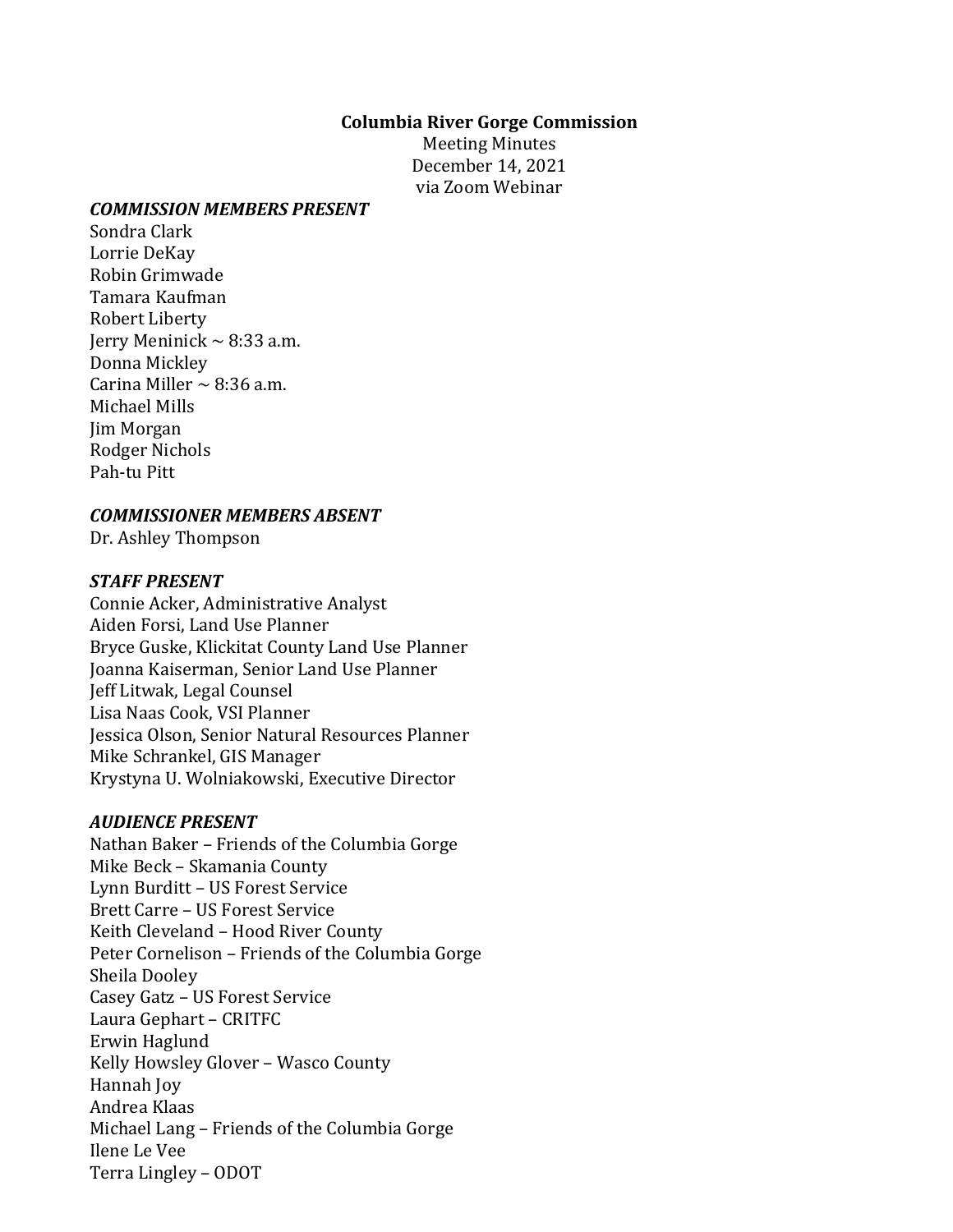**Columbia River Gorge Commission**

Meeting Minutes

December 14, 2021

via Zoom Webinar

***COMMISSION MEMBERS PRESENT***

Sondra Clark
Lorrie DeKay
Robin Grimwade
Tamara Kaufman
Robert Liberty
Jerry Meninick ~ 8:33 a.m.
Donna Mickley
Carina Miller ~ 8:36 a.m.
Michael Mills
Jim Morgan
Rodger Nichols
Pah-tu Pitt

***COMMISSIONER MEMBERS ABSENT***

Dr. Ashley Thompson

***STAFF PRESENT***

Connie Acker, Administrative Analyst
Aiden Forsi, Land Use Planner
Bryce Guske, Klickitat County Land Use Planner
Joanna Kaiserman, Senior Land Use Planner
Jeff Litwak, Legal Counsel
Lisa Naas Cook, VSI Planner
Jessica Olson, Senior Natural Resources Planner
Mike Schrankel, GIS Manager
Krystyna U. Wolniakowski, Executive Director

***AUDIENCE PRESENT***

Nathan Baker – Friends of the Columbia Gorge
Mike Beck – Skamania County
Lynn Burditt – US Forest Service
Brett Carre – US Forest Service
Keith Cleveland – Hood River County
Peter Cornelison – Friends of the Columbia Gorge
Sheila Dooley
Casey Gatz – US Forest Service
Laura Gephart – CRITFC
Erwin Haglund
Kelly Howsley Glover – Wasco County
Hannah Joy
Andrea Klaas
Michael Lang – Friends of the Columbia Gorge
Ilene Le Vee
Terra Lingley – ODOT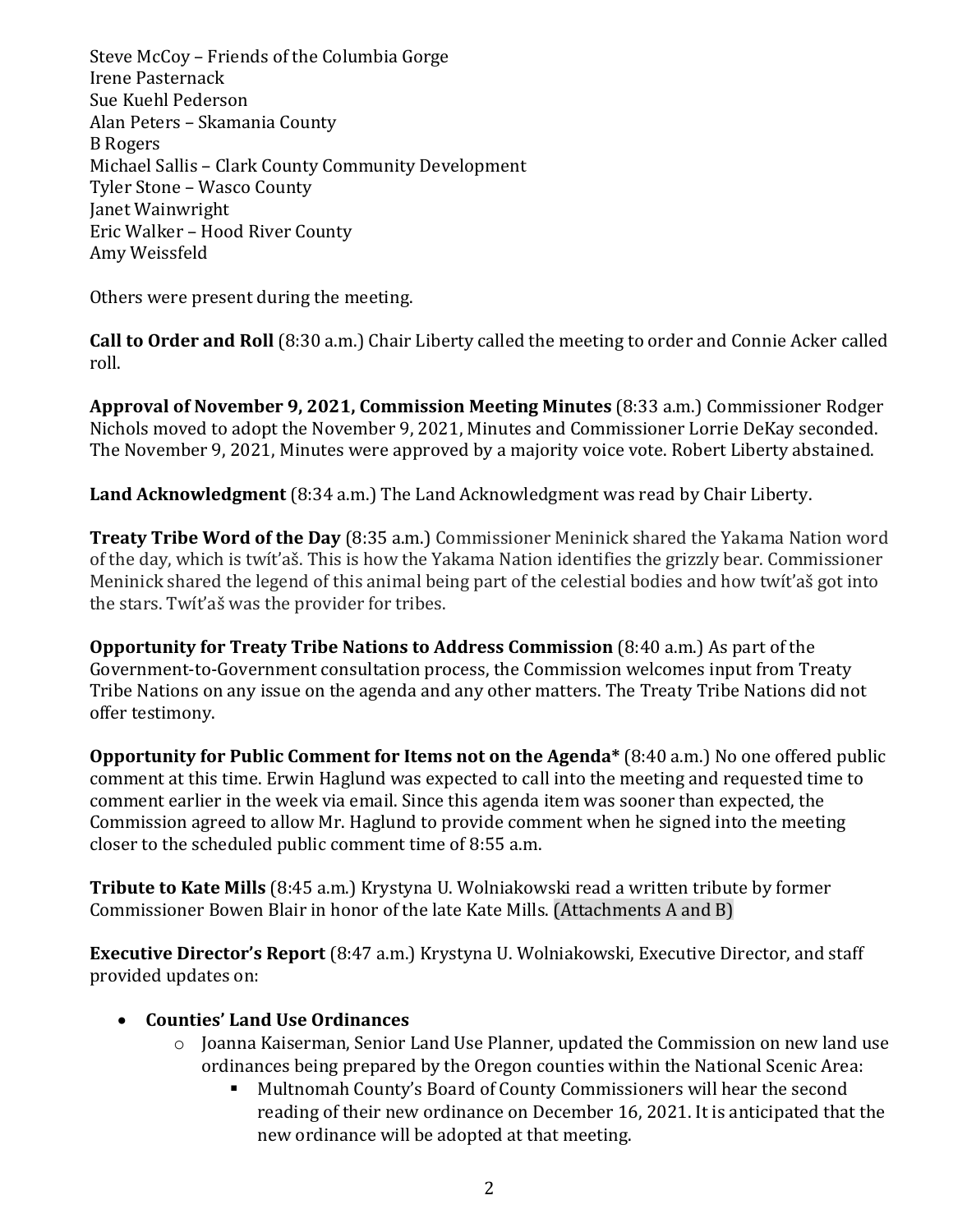Steve McCoy – Friends of the Columbia Gorge
Irene Pasternack
Sue Kuehl Pederson
Alan Peters – Skamania County
B Rogers
Michael Sallis – Clark County Community Development
Tyler Stone – Wasco County
Janet Wainwright
Eric Walker – Hood River County
Amy Weissfeld

Others were present during the meeting.

**Call to Order and Roll** (8:30 a.m.) Chair Liberty called the meeting to order and Connie Acker called roll.

**Approval of November 9, 2021, Commission Meeting Minutes** (8:33 a.m.) Commissioner Rodger Nichols moved to adopt the November 9, 2021, Minutes and Commissioner Lorrie DeKay seconded. The November 9, 2021, Minutes were approved by a majority voice vote. Robert Liberty abstained.

**Land Acknowledgment** (8:34 a.m.) The Land Acknowledgment was read by Chair Liberty.

**Treaty Tribe Word of the Day** (8:35 a.m.) Commissioner Meninick shared the Yakama Nation word of the day, which is twít'aš. This is how the Yakama Nation identifies the grizzly bear. Commissioner Meninick shared the legend of this animal being part of the celestial bodies and how twít'aš got into the stars. Twít'aš was the provider for tribes.

**Opportunity for Treaty Tribe Nations to Address Commission** (8:40 a.m.) As part of the Government-to-Government consultation process, the Commission welcomes input from Treaty Tribe Nations on any issue on the agenda and any other matters. The Treaty Tribe Nations did not offer testimony.

**Opportunity for Public Comment for Items not on the Agenda*** (8:40 a.m.) No one offered public comment at this time. Erwin Haglund was expected to call into the meeting and requested time to comment earlier in the week via email. Since this agenda item was sooner than expected, the Commission agreed to allow Mr. Haglund to provide comment when he signed into the meeting closer to the scheduled public comment time of 8:55 a.m.

**Tribute to Kate Mills** (8:45 a.m.) Krystyna U. Wolniakowski read a written tribute by former Commissioner Bowen Blair in honor of the late Kate Mills. (Attachments A and B)

**Executive Director's Report** (8:47 a.m.) Krystyna U. Wolniakowski, Executive Director, and staff provided updates on:

- **Counties' Land Use Ordinances**
  - Joanna Kaiserman, Senior Land Use Planner, updated the Commission on new land use ordinances being prepared by the Oregon counties within the National Scenic Area:
    - Multnomah County's Board of County Commissioners will hear the second reading of their new ordinance on December 16, 2021. It is anticipated that the new ordinance will be adopted at that meeting.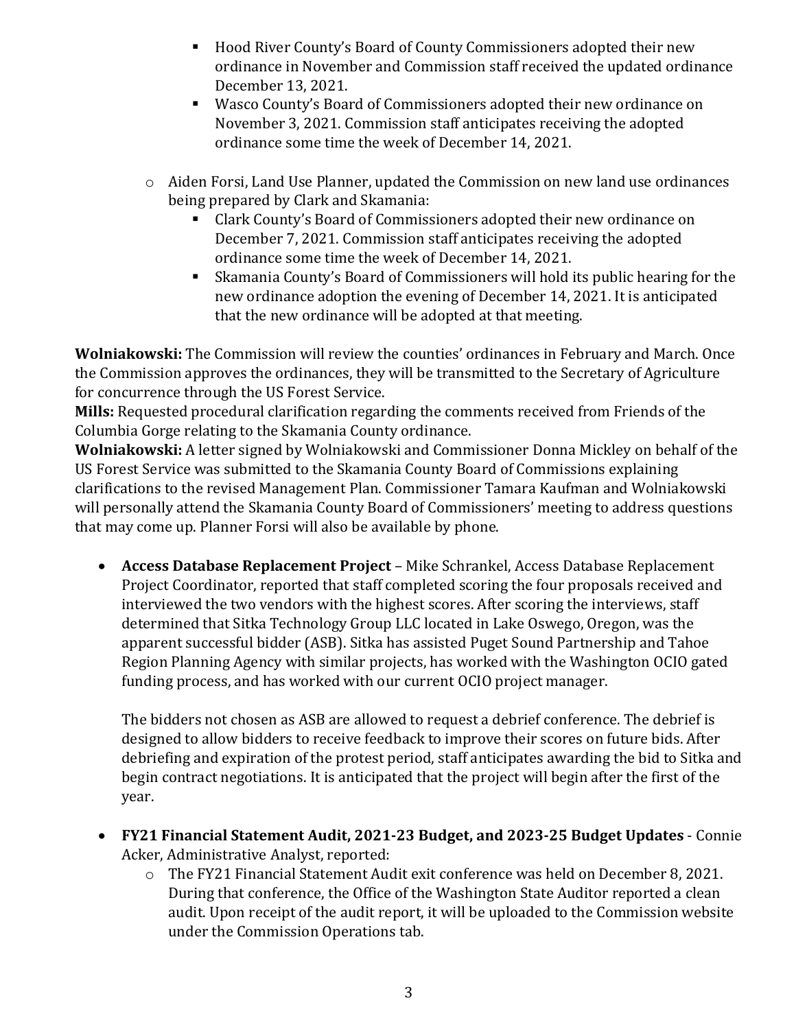- Hood River County's Board of County Commissioners adopted their new ordinance in November and Commission staff received the updated ordinance December 13, 2021.
    - Wasco County's Board of Commissioners adopted their new ordinance on November 3, 2021. Commission staff anticipates receiving the adopted ordinance some time the week of December 14, 2021.
  - Aiden Forsi, Land Use Planner, updated the Commission on new land use ordinances being prepared by Clark and Skamania:
    - Clark County's Board of Commissioners adopted their new ordinance on December 7, 2021. Commission staff anticipates receiving the adopted ordinance some time the week of December 14, 2021.
    - Skamania County's Board of Commissioners will hold its public hearing for the new ordinance adoption the evening of December 14, 2021. It is anticipated that the new ordinance will be adopted at that meeting.

**Wolniakowski:** The Commission will review the counties' ordinances in February and March. Once the Commission approves the ordinances, they will be transmitted to the Secretary of Agriculture for concurrence through the US Forest Service.
**Mills:** Requested procedural clarification regarding the comments received from Friends of the Columbia Gorge relating to the Skamania County ordinance.
**Wolniakowski:** A letter signed by Wolniakowski and Commissioner Donna Mickley on behalf of the US Forest Service was submitted to the Skamania County Board of Commissions explaining clarifications to the revised Management Plan. Commissioner Tamara Kaufman and Wolniakowski will personally attend the Skamania County Board of Commissioners' meeting to address questions that may come up. Planner Forsi will also be available by phone.

- **Access Database Replacement Project** – Mike Schrankel, Access Database Replacement Project Coordinator, reported that staff completed scoring the four proposals received and interviewed the two vendors with the highest scores. After scoring the interviews, staff determined that Sitka Technology Group LLC located in Lake Oswego, Oregon, was the apparent successful bidder (ASB). Sitka has assisted Puget Sound Partnership and Tahoe Region Planning Agency with similar projects, has worked with the Washington OCIO gated funding process, and has worked with our current OCIO project manager.

  The bidders not chosen as ASB are allowed to request a debrief conference. The debrief is designed to allow bidders to receive feedback to improve their scores on future bids. After debriefing and expiration of the protest period, staff anticipates awarding the bid to Sitka and begin contract negotiations. It is anticipated that the project will begin after the first of the year.

- **FY21 Financial Statement Audit, 2021-23 Budget, and 2023-25 Budget Updates** - Connie Acker, Administrative Analyst, reported:
  - The FY21 Financial Statement Audit exit conference was held on December 8, 2021. During that conference, the Office of the Washington State Auditor reported a clean audit. Upon receipt of the audit report, it will be uploaded to the Commission website under the Commission Operations tab.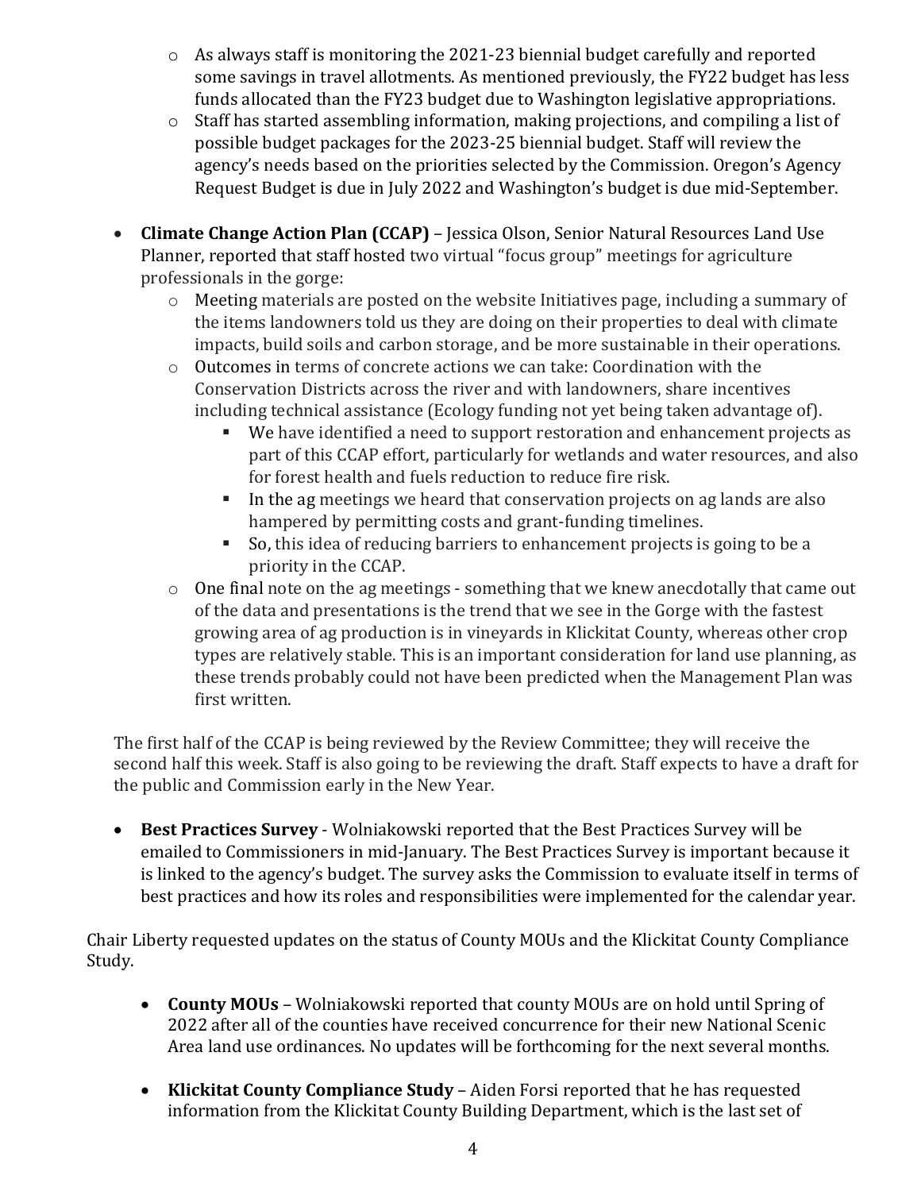- As always staff is monitoring the 2021-23 biennial budget carefully and reported some savings in travel allotments. As mentioned previously, the FY22 budget has less funds allocated than the FY23 budget due to Washington legislative appropriations.
  - Staff has started assembling information, making projections, and compiling a list of possible budget packages for the 2023-25 biennial budget. Staff will review the agency's needs based on the priorities selected by the Commission. Oregon's Agency Request Budget is due in July 2022 and Washington's budget is due mid-September.

- **Climate Change Action Plan (CCAP)** – Jessica Olson, Senior Natural Resources Land Use Planner, reported that staff hosted two virtual "focus group" meetings for agriculture professionals in the gorge:
  - Meeting materials are posted on the website Initiatives page, including a summary of the items landowners told us they are doing on their properties to deal with climate impacts, build soils and carbon storage, and be more sustainable in their operations.
  - Outcomes in terms of concrete actions we can take: Coordination with the Conservation Districts across the river and with landowners, share incentives including technical assistance (Ecology funding not yet being taken advantage of).
    - We have identified a need to support restoration and enhancement projects as part of this CCAP effort, particularly for wetlands and water resources, and also for forest health and fuels reduction to reduce fire risk.
    - In the ag meetings we heard that conservation projects on ag lands are also hampered by permitting costs and grant-funding timelines.
    - So, this idea of reducing barriers to enhancement projects is going to be a priority in the CCAP.
  - One final note on the ag meetings - something that we knew anecdotally that came out of the data and presentations is the trend that we see in the Gorge with the fastest growing area of ag production is in vineyards in Klickitat County, whereas other crop types are relatively stable. This is an important consideration for land use planning, as these trends probably could not have been predicted when the Management Plan was first written.

The first half of the CCAP is being reviewed by the Review Committee; they will receive the second half this week. Staff is also going to be reviewing the draft. Staff expects to have a draft for the public and Commission early in the New Year.

- **Best Practices Survey** - Wolniakowski reported that the Best Practices Survey will be emailed to Commissioners in mid-January. The Best Practices Survey is important because it is linked to the agency's budget. The survey asks the Commission to evaluate itself in terms of best practices and how its roles and responsibilities were implemented for the calendar year.

Chair Liberty requested updates on the status of County MOUs and the Klickitat County Compliance Study.

- **County MOUs** – Wolniakowski reported that county MOUs are on hold until Spring of 2022 after all of the counties have received concurrence for their new National Scenic Area land use ordinances. No updates will be forthcoming for the next several months.

- **Klickitat County Compliance Study** – Aiden Forsi reported that he has requested information from the Klickitat County Building Department, which is the last set of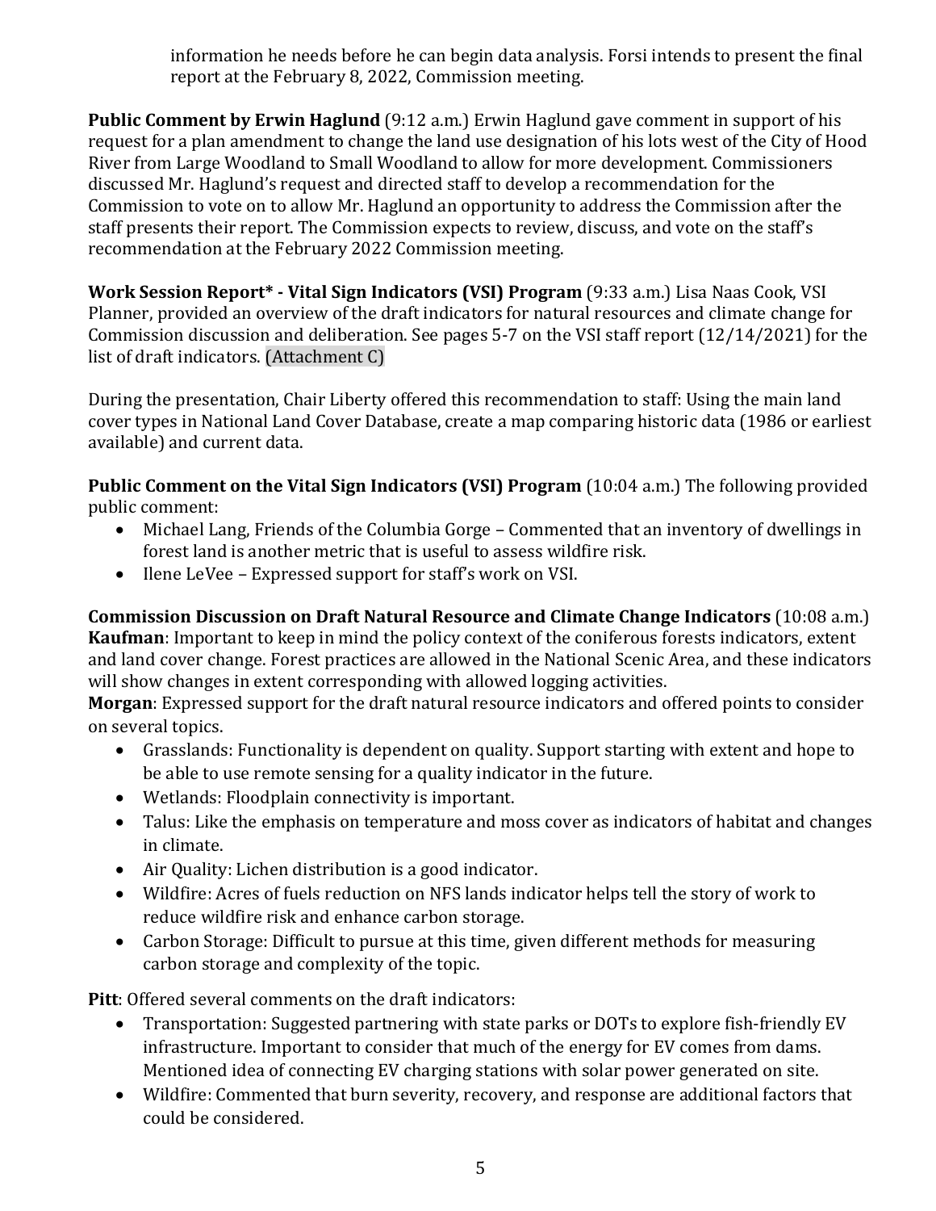information he needs before he can begin data analysis. Forsi intends to present the final report at the February 8, 2022, Commission meeting.

**Public Comment by Erwin Haglund** (9:12 a.m.) Erwin Haglund gave comment in support of his request for a plan amendment to change the land use designation of his lots west of the City of Hood River from Large Woodland to Small Woodland to allow for more development. Commissioners discussed Mr. Haglund's request and directed staff to develop a recommendation for the Commission to vote on to allow Mr. Haglund an opportunity to address the Commission after the staff presents their report. The Commission expects to review, discuss, and vote on the staff's recommendation at the February 2022 Commission meeting.

**Work Session Report* - Vital Sign Indicators (VSI) Program** (9:33 a.m.) Lisa Naas Cook, VSI Planner, provided an overview of the draft indicators for natural resources and climate change for Commission discussion and deliberation. See pages 5-7 on the VSI staff report (12/14/2021) for the list of draft indicators. (Attachment C)

During the presentation, Chair Liberty offered this recommendation to staff: Using the main land cover types in National Land Cover Database, create a map comparing historic data (1986 or earliest available) and current data.

**Public Comment on the Vital Sign Indicators (VSI) Program** (10:04 a.m.) The following provided public comment:

- Michael Lang, Friends of the Columbia Gorge – Commented that an inventory of dwellings in forest land is another metric that is useful to assess wildfire risk.
- Ilene LeVee – Expressed support for staff's work on VSI.

**Commission Discussion on Draft Natural Resource and Climate Change Indicators** (10:08 a.m.)
**Kaufman**: Important to keep in mind the policy context of the coniferous forests indicators, extent and land cover change. Forest practices are allowed in the National Scenic Area, and these indicators will show changes in extent corresponding with allowed logging activities.
**Morgan**: Expressed support for the draft natural resource indicators and offered points to consider on several topics.

- Grasslands: Functionality is dependent on quality. Support starting with extent and hope to be able to use remote sensing for a quality indicator in the future.
- Wetlands: Floodplain connectivity is important.
- Talus: Like the emphasis on temperature and moss cover as indicators of habitat and changes in climate.
- Air Quality: Lichen distribution is a good indicator.
- Wildfire: Acres of fuels reduction on NFS lands indicator helps tell the story of work to reduce wildfire risk and enhance carbon storage.
- Carbon Storage: Difficult to pursue at this time, given different methods for measuring carbon storage and complexity of the topic.

**Pitt**: Offered several comments on the draft indicators:

- Transportation: Suggested partnering with state parks or DOTs to explore fish-friendly EV infrastructure. Important to consider that much of the energy for EV comes from dams. Mentioned idea of connecting EV charging stations with solar power generated on site.
- Wildfire: Commented that burn severity, recovery, and response are additional factors that could be considered.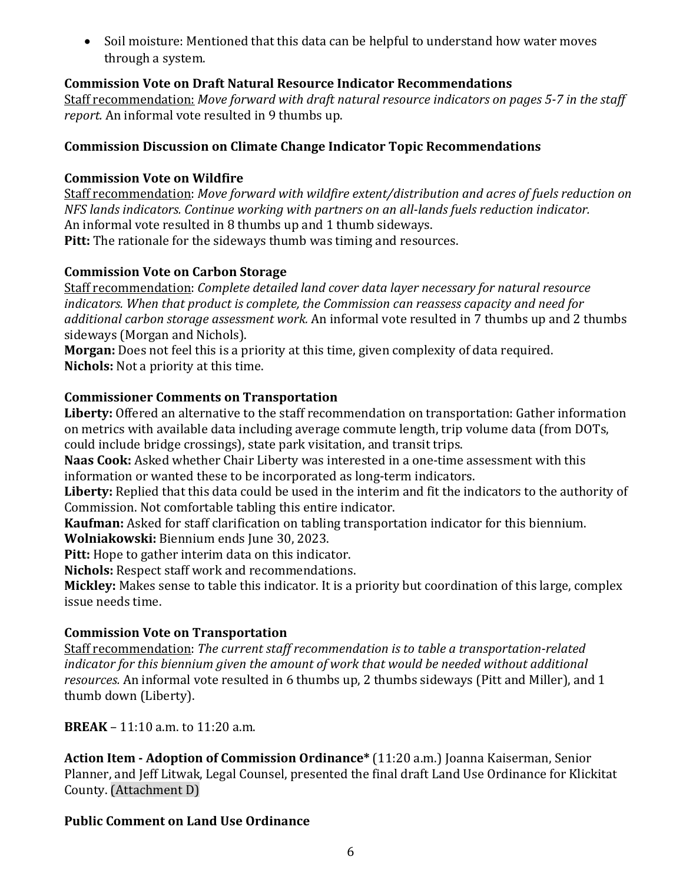- Soil moisture: Mentioned that this data can be helpful to understand how water moves through a system.

**Commission Vote on Draft Natural Resource Indicator Recommendations**
Staff recommendation: *Move forward with draft natural resource indicators on pages 5-7 in the staff report.* An informal vote resulted in 9 thumbs up.

**Commission Discussion on Climate Change Indicator Topic Recommendations**

**Commission Vote on Wildfire**
Staff recommendation: *Move forward with wildfire extent/distribution and acres of fuels reduction on NFS lands indicators. Continue working with partners on an all-lands fuels reduction indicator.*
An informal vote resulted in 8 thumbs up and 1 thumb sideways.
**Pitt:** The rationale for the sideways thumb was timing and resources.

**Commission Vote on Carbon Storage**
Staff recommendation: *Complete detailed land cover data layer necessary for natural resource indicators. When that product is complete, the Commission can reassess capacity and need for additional carbon storage assessment work.* An informal vote resulted in 7 thumbs up and 2 thumbs sideways (Morgan and Nichols).
**Morgan:** Does not feel this is a priority at this time, given complexity of data required.
**Nichols:** Not a priority at this time.

**Commissioner Comments on Transportation**
**Liberty:** Offered an alternative to the staff recommendation on transportation: Gather information on metrics with available data including average commute length, trip volume data (from DOTs, could include bridge crossings), state park visitation, and transit trips.
**Naas Cook:** Asked whether Chair Liberty was interested in a one-time assessment with this information or wanted these to be incorporated as long-term indicators.
**Liberty:** Replied that this data could be used in the interim and fit the indicators to the authority of Commission. Not comfortable tabling this entire indicator.
**Kaufman:** Asked for staff clarification on tabling transportation indicator for this biennium.
**Wolniakowski:** Biennium ends June 30, 2023.
**Pitt:** Hope to gather interim data on this indicator.
**Nichols:** Respect staff work and recommendations.
**Mickley:** Makes sense to table this indicator. It is a priority but coordination of this large, complex issue needs time.

**Commission Vote on Transportation**
Staff recommendation: *The current staff recommendation is to table a transportation-related indicator for this biennium given the amount of work that would be needed without additional resources.* An informal vote resulted in 6 thumbs up, 2 thumbs sideways (Pitt and Miller), and 1 thumb down (Liberty).

**BREAK** – 11:10 a.m. to 11:20 a.m.

**Action Item - Adoption of Commission Ordinance*** (11:20 a.m.) Joanna Kaiserman, Senior Planner, and Jeff Litwak, Legal Counsel, presented the final draft Land Use Ordinance for Klickitat County. (Attachment D)

**Public Comment on Land Use Ordinance**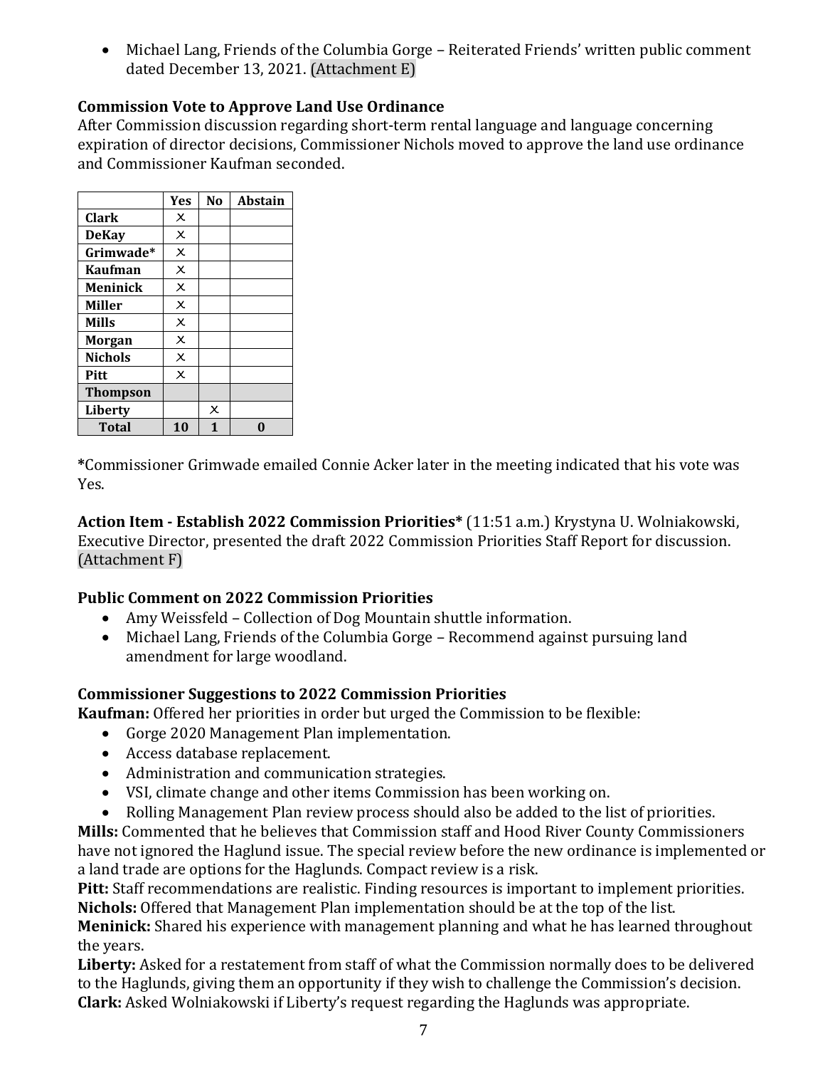- Michael Lang, Friends of the Columbia Gorge – Reiterated Friends' written public comment dated December 13, 2021. (Attachment E)

**Commission Vote to Approve Land Use Ordinance**

After Commission discussion regarding short-term rental language and language concerning expiration of director decisions, Commissioner Nichols moved to approve the land use ordinance and Commissioner Kaufman seconded.

| | Yes | No | Abstain |
|---|---|---|---|
| **Clark** | x | | |
| **DeKay** | x | | |
| **Grimwade*** | x | | |
| **Kaufman** | x | | |
| **Meninick** | x | | |
| **Miller** | x | | |
| **Mills** | x | | |
| **Morgan** | x | | |
| **Nichols** | x | | |
| **Pitt** | x | | |
| **Thompson** | | | |
| **Liberty** | | x | |
| **Total** | **10** | **1** | **0** |

***Commissioner Grimwade emailed Connie Acker later in the meeting indicated that his vote was Yes.

**Action Item - Establish 2022 Commission Priorities*** (11:51 a.m.) Krystyna U. Wolniakowski, Executive Director, presented the draft 2022 Commission Priorities Staff Report for discussion. (Attachment F)

**Public Comment on 2022 Commission Priorities**

- Amy Weissfeld – Collection of Dog Mountain shuttle information.
- Michael Lang, Friends of the Columbia Gorge – Recommend against pursuing land amendment for large woodland.

**Commissioner Suggestions to 2022 Commission Priorities**

**Kaufman:** Offered her priorities in order but urged the Commission to be flexible:

- Gorge 2020 Management Plan implementation.
- Access database replacement.
- Administration and communication strategies.
- VSI, climate change and other items Commission has been working on.
- Rolling Management Plan review process should also be added to the list of priorities.

**Mills:** Commented that he believes that Commission staff and Hood River County Commissioners have not ignored the Haglund issue. The special review before the new ordinance is implemented or a land trade are options for the Haglunds. Compact review is a risk.

**Pitt:** Staff recommendations are realistic. Finding resources is important to implement priorities.

**Nichols:** Offered that Management Plan implementation should be at the top of the list.

**Meninick:** Shared his experience with management planning and what he has learned throughout the years.

**Liberty:** Asked for a restatement from staff of what the Commission normally does to be delivered to the Haglunds, giving them an opportunity if they wish to challenge the Commission's decision.

**Clark:** Asked Wolniakowski if Liberty's request regarding the Haglunds was appropriate.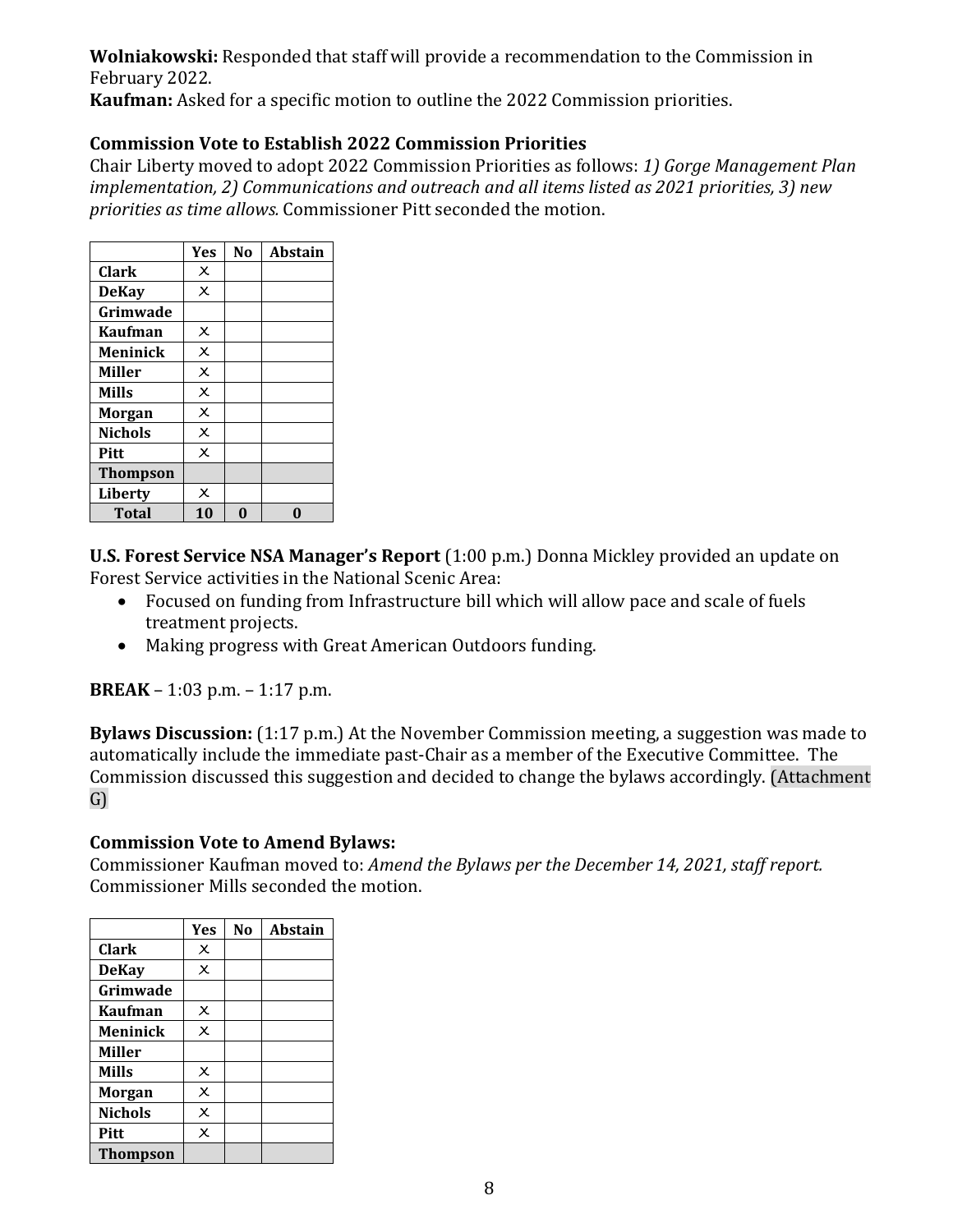**Wolniakowski:** Responded that staff will provide a recommendation to the Commission in February 2022.
**Kaufman:** Asked for a specific motion to outline the 2022 Commission priorities.

**Commission Vote to Establish 2022 Commission Priorities**
Chair Liberty moved to adopt 2022 Commission Priorities as follows: *1) Gorge Management Plan implementation, 2) Communications and outreach and all items listed as 2021 priorities, 3) new priorities as time allows.* Commissioner Pitt seconded the motion.

| | Yes | No | Abstain |
|---|---|---|---|
| **Clark** | X | | |
| **DeKay** | X | | |
| **Grimwade** | | | |
| **Kaufman** | X | | |
| **Meninick** | X | | |
| **Miller** | X | | |
| **Mills** | X | | |
| **Morgan** | X | | |
| **Nichols** | X | | |
| **Pitt** | X | | |
| **Thompson** | | | |
| **Liberty** | X | | |
| **Total** | **10** | **0** | **0** |

**U.S. Forest Service NSA Manager's Report** (1:00 p.m.) Donna Mickley provided an update on Forest Service activities in the National Scenic Area:

- Focused on funding from Infrastructure bill which will allow pace and scale of fuels treatment projects.
- Making progress with Great American Outdoors funding.

**BREAK** – 1:03 p.m. – 1:17 p.m.

**Bylaws Discussion:** (1:17 p.m.) At the November Commission meeting, a suggestion was made to automatically include the immediate past-Chair as a member of the Executive Committee. The Commission discussed this suggestion and decided to change the bylaws accordingly. (Attachment G)

**Commission Vote to Amend Bylaws:**
Commissioner Kaufman moved to: *Amend the Bylaws per the December 14, 2021, staff report.* Commissioner Mills seconded the motion.

| | Yes | No | Abstain |
|---|---|---|---|
| **Clark** | X | | |
| **DeKay** | X | | |
| **Grimwade** | | | |
| **Kaufman** | X | | |
| **Meninick** | X | | |
| **Miller** | | | |
| **Mills** | X | | |
| **Morgan** | X | | |
| **Nichols** | X | | |
| **Pitt** | X | | |
| **Thompson** | | | |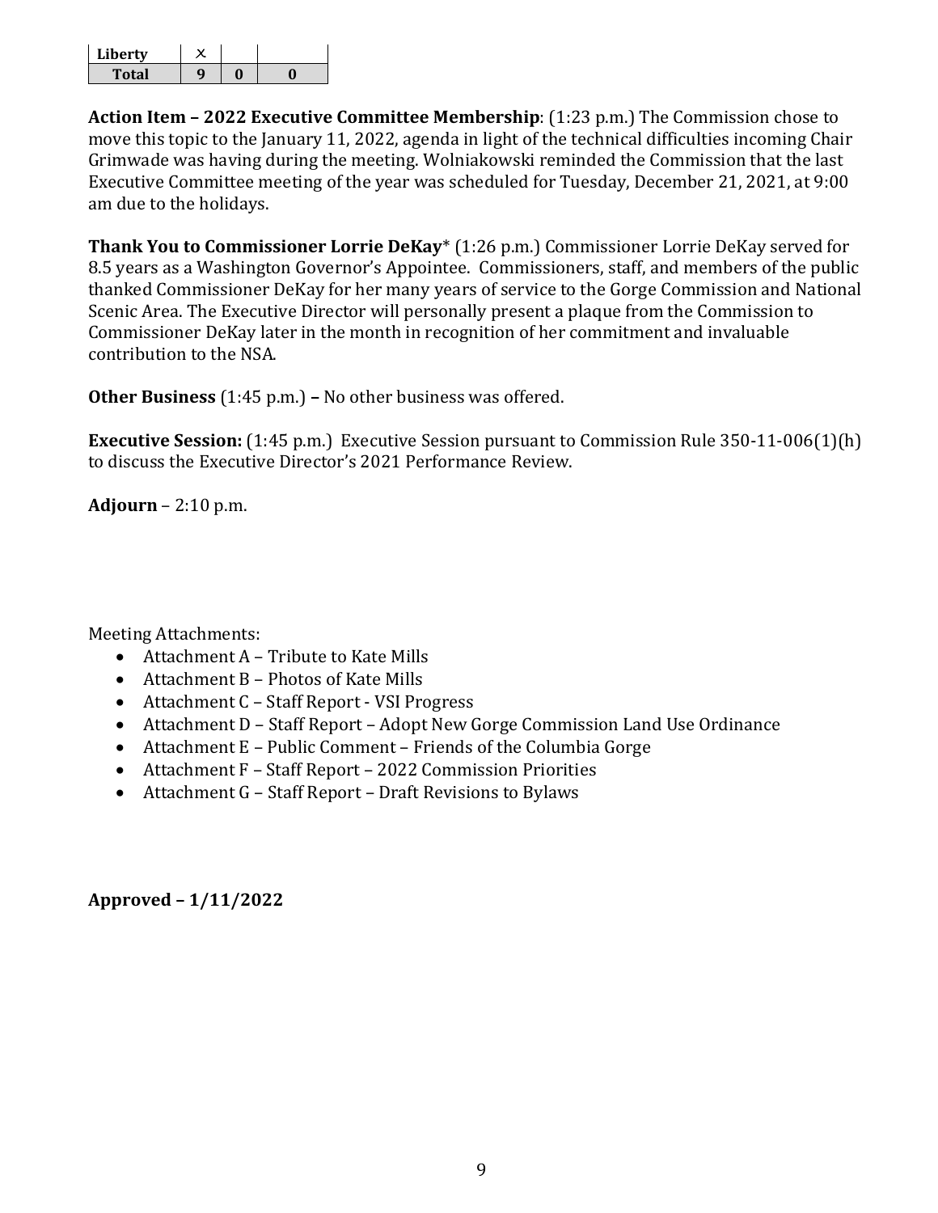| | | | |
|---|---|---|---|
| **Liberty** | X | | |
| **Total** | **9** | **0** | **0** |

**Action Item – 2022 Executive Committee Membership**: (1:23 p.m.) The Commission chose to move this topic to the January 11, 2022, agenda in light of the technical difficulties incoming Chair Grimwade was having during the meeting. Wolniakowski reminded the Commission that the last Executive Committee meeting of the year was scheduled for Tuesday, December 21, 2021, at 9:00 am due to the holidays.

**Thank You to Commissioner Lorrie DeKay*** (1:26 p.m.) Commissioner Lorrie DeKay served for 8.5 years as a Washington Governor's Appointee. Commissioners, staff, and members of the public thanked Commissioner DeKay for her many years of service to the Gorge Commission and National Scenic Area. The Executive Director will personally present a plaque from the Commission to Commissioner DeKay later in the month in recognition of her commitment and invaluable contribution to the NSA.

**Other Business** (1:45 p.m.) **–** No other business was offered.

**Executive Session:** (1:45 p.m.) Executive Session pursuant to Commission Rule 350-11-006(1)(h) to discuss the Executive Director's 2021 Performance Review.

**Adjourn** – 2:10 p.m.

Meeting Attachments:

- Attachment A – Tribute to Kate Mills
- Attachment B – Photos of Kate Mills
- Attachment C – Staff Report - VSI Progress
- Attachment D – Staff Report – Adopt New Gorge Commission Land Use Ordinance
- Attachment E – Public Comment – Friends of the Columbia Gorge
- Attachment F – Staff Report – 2022 Commission Priorities
- Attachment G – Staff Report – Draft Revisions to Bylaws

**Approved – 1/11/2022**